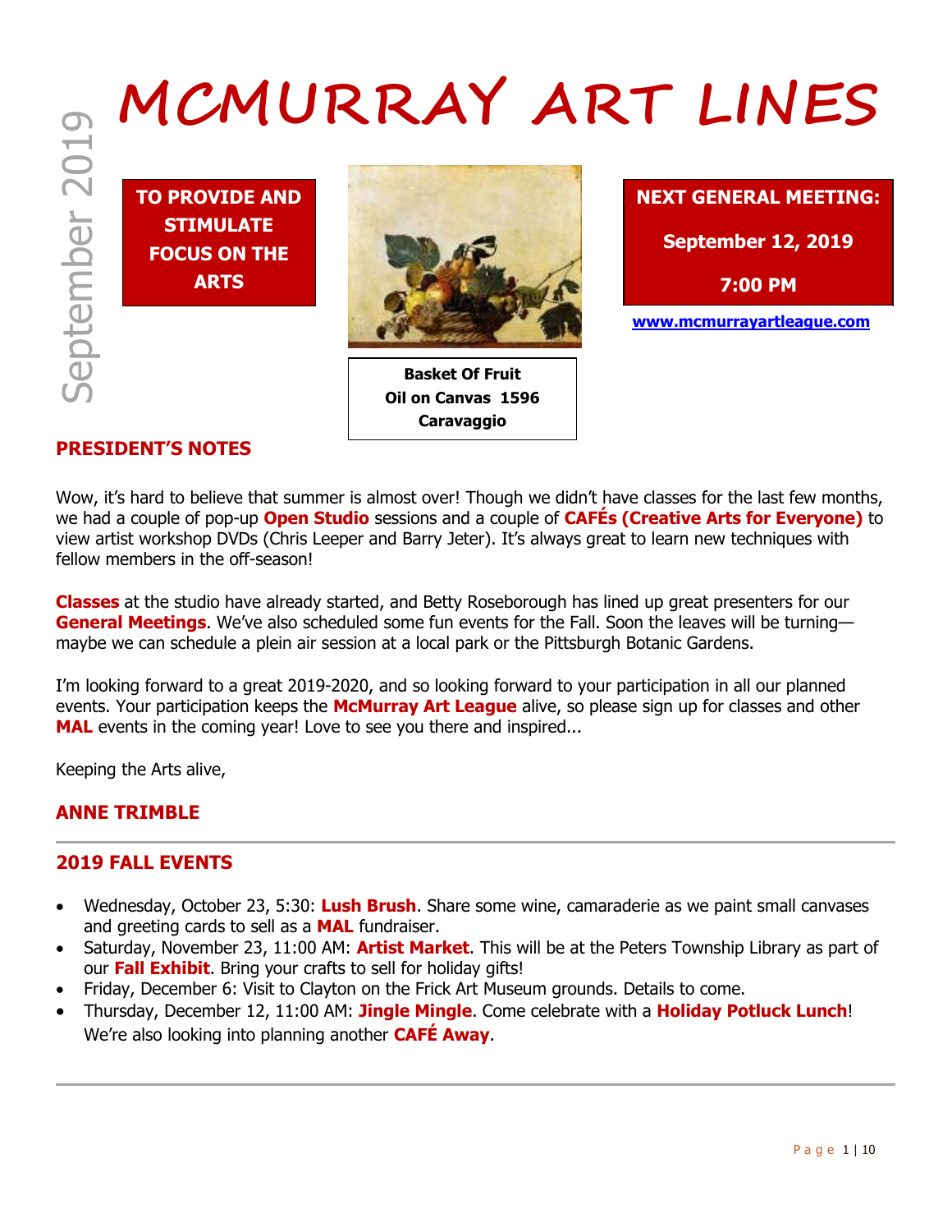# MCMURRAY ART LINES

September 2019

**TO PROVIDE AND STIMULATE FOCUS ON THE ARTS**

**Basket Of Fruit**
**Oil on Canvas 1596**
**Caravaggio**

**NEXT GENERAL MEETING:**

**September 12, 2019**

**7:00 PM**

**www.mcmurrayartleague.com**

## PRESIDENT'S NOTES

Wow, it's hard to believe that summer is almost over! Though we didn't have classes for the last few months, we had a couple of pop-up **Open Studio** sessions and a couple of **CAFÉs (Creative Arts for Everyone)** to view artist workshop DVDs (Chris Leeper and Barry Jeter). It's always great to learn new techniques with fellow members in the off-season!

**Classes** at the studio have already started, and Betty Roseborough has lined up great presenters for our **General Meetings**. We've also scheduled some fun events for the Fall. Soon the leaves will be turning—maybe we can schedule a plein air session at a local park or the Pittsburgh Botanic Gardens.

I'm looking forward to a great 2019-2020, and so looking forward to your participation in all our planned events. Your participation keeps the **McMurray Art League** alive, so please sign up for classes and other **MAL** events in the coming year! Love to see you there and inspired...

Keeping the Arts alive,

**ANNE TRIMBLE**

---

## 2019 FALL EVENTS

- Wednesday, October 23, 5:30: **Lush Brush**. Share some wine, camaraderie as we paint small canvases and greeting cards to sell as a **MAL** fundraiser.
- Saturday, November 23, 11:00 AM: **Artist Market**. This will be at the Peters Township Library as part of our **Fall Exhibit**. Bring your crafts to sell for holiday gifts!
- Friday, December 6: Visit to Clayton on the Frick Art Museum grounds. Details to come.
- Thursday, December 12, 11:00 AM: **Jingle Mingle**. Come celebrate with a **Holiday Potluck Lunch**! We're also looking into planning another **CAFÉ Away**.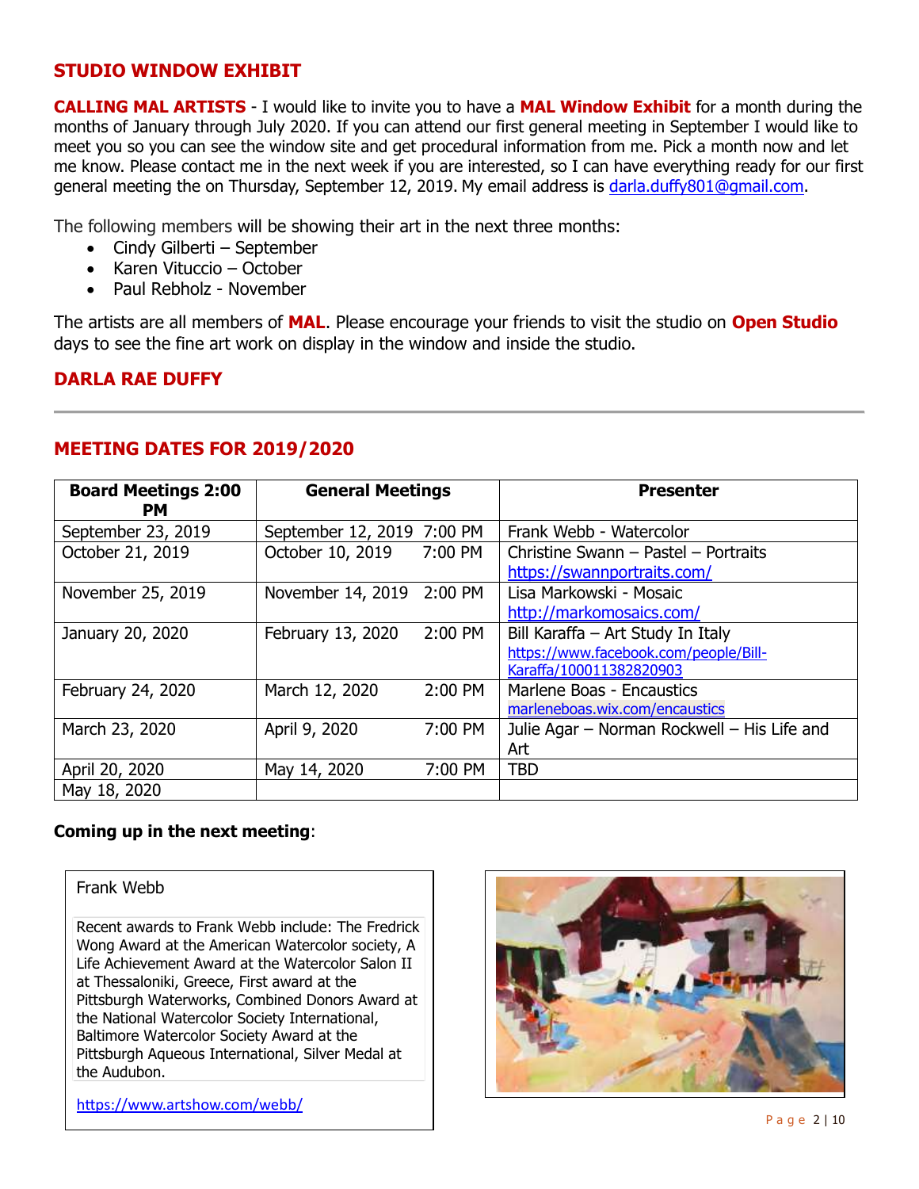## STUDIO WINDOW EXHIBIT

**CALLING MAL ARTISTS** - I would like to invite you to have a **MAL Window Exhibit** for a month during the months of January through July 2020. If you can attend our first general meeting in September I would like to meet you so you can see the window site and get procedural information from me. Pick a month now and let me know. Please contact me in the next week if you are interested, so I can have everything ready for our first general meeting the on Thursday, September 12, 2019. My email address is darla.duffy801@gmail.com.

The following members will be showing their art in the next three months:

- Cindy Gilberti – September
- Karen Vituccio – October
- Paul Rebholz - November

The artists are all members of **MAL**. Please encourage your friends to visit the studio on **Open Studio** days to see the fine art work on display in the window and inside the studio.

**DARLA RAE DUFFY**

---

## MEETING DATES FOR 2019/2020

| Board Meetings 2:00 PM | General Meetings | | Presenter |
|---|---|---|---|
| September 23, 2019 | September 12, 2019 | 7:00 PM | Frank Webb - Watercolor |
| October 21, 2019 | October 10, 2019 | 7:00 PM | Christine Swann – Pastel – Portraits https://swannportraits.com/ |
| November 25, 2019 | November 14, 2019 | 2:00 PM | Lisa Markowski - Mosaic http://markomosaics.com/ |
| January 20, 2020 | February 13, 2020 | 2:00 PM | Bill Karaffa – Art Study In Italy https://www.facebook.com/people/Bill-Karaffa/100011382820903 |
| February 24, 2020 | March 12, 2020 | 2:00 PM | Marlene Boas - Encaustics marleneboas.wix.com/encaustics |
| March 23, 2020 | April 9, 2020 | 7:00 PM | Julie Agar – Norman Rockwell – His Life and Art |
| April 20, 2020 | May 14, 2020 | 7:00 PM | TBD |
| May 18, 2020 | | | |

**Coming up in the next meeting**:

Frank Webb

Recent awards to Frank Webb include: The Fredrick Wong Award at the American Watercolor society, A Life Achievement Award at the Watercolor Salon II at Thessaloniki, Greece, First award at the Pittsburgh Waterworks, Combined Donors Award at the National Watercolor Society International, Baltimore Watercolor Society Award at the Pittsburgh Aqueous International, Silver Medal at the Audubon.

https://www.artshow.com/webb/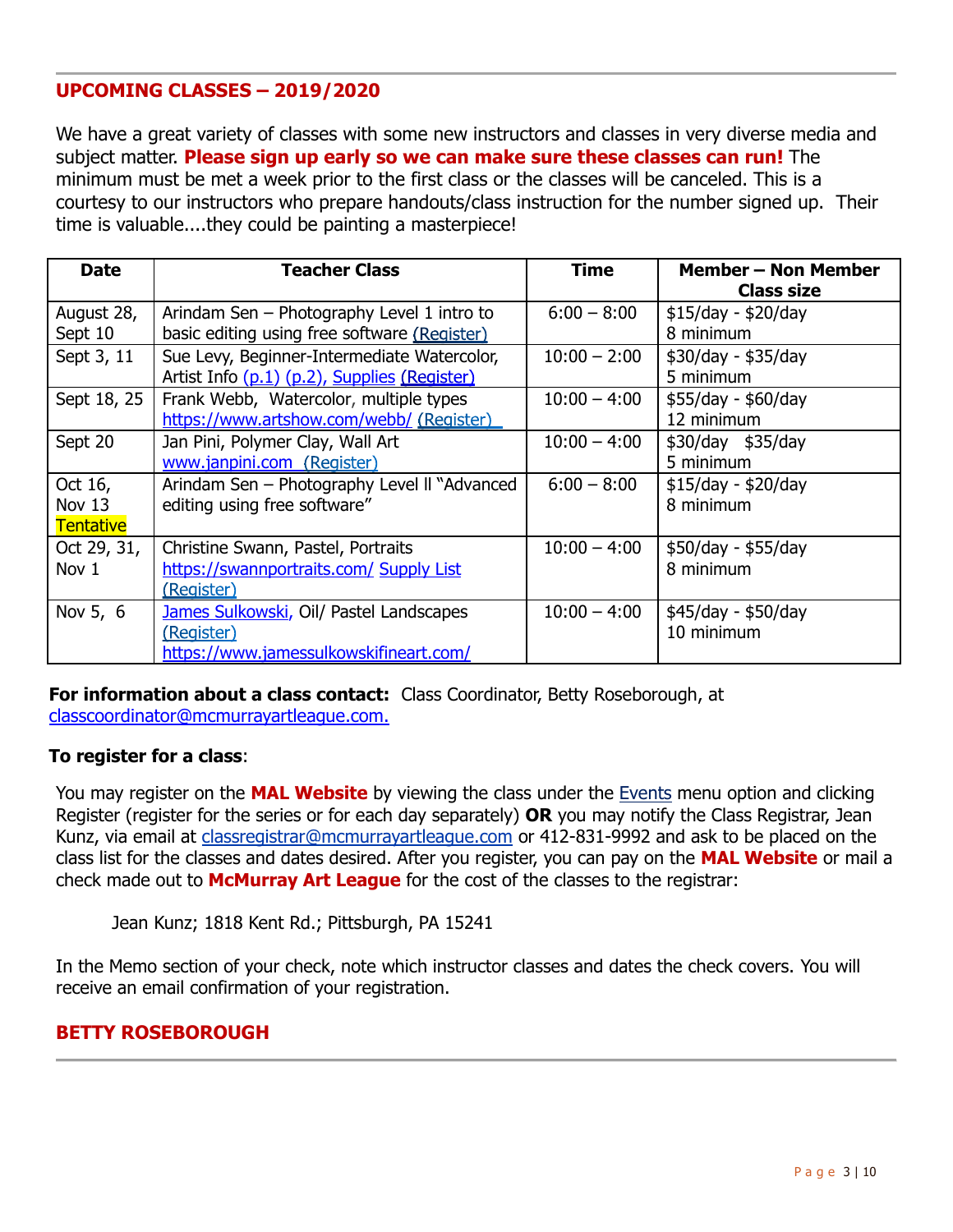## UPCOMING CLASSES – 2019/2020

We have a great variety of classes with some new instructors and classes in very diverse media and subject matter. **Please sign up early so we can make sure these classes can run!** The minimum must be met a week prior to the first class or the classes will be canceled. This is a courtesy to our instructors who prepare handouts/class instruction for the number signed up. Their time is valuable....they could be painting a masterpiece!

| Date | Teacher Class | Time | Member – Non Member Class size |
|---|---|---|---|
| August 28, Sept 10 | Arindam Sen – Photography Level 1 intro to basic editing using free software (Register) | 6:00 – 8:00 | $15/day - $20/day 8 minimum |
| Sept 3, 11 | Sue Levy, Beginner-Intermediate Watercolor, Artist Info (p.1) (p.2), Supplies (Register) | 10:00 – 2:00 | $30/day - $35/day 5 minimum |
| Sept 18, 25 | Frank Webb, Watercolor, multiple types https://www.artshow.com/webb/ (Register) | 10:00 – 4:00 | $55/day - $60/day 12 minimum |
| Sept 20 | Jan Pini, Polymer Clay, Wall Art www.janpini.com (Register) | 10:00 – 4:00 | $30/day $35/day 5 minimum |
| Oct 16, Nov 13 Tentative | Arindam Sen – Photography Level II "Advanced editing using free software" | 6:00 – 8:00 | $15/day - $20/day 8 minimum |
| Oct 29, 31, Nov 1 | Christine Swann, Pastel, Portraits https://swannportraits.com/ Supply List (Register) | 10:00 – 4:00 | $50/day - $55/day 8 minimum |
| Nov 5, 6 | James Sulkowski, Oil/ Pastel Landscapes (Register) https://www.jamessulkowskifineart.com/ | 10:00 – 4:00 | $45/day - $50/day 10 minimum |

**For information about a class contact:** Class Coordinator, Betty Roseborough, at classcoordinator@mcmurrayartleague.com.

**To register for a class**:

You may register on the **MAL Website** by viewing the class under the Events menu option and clicking Register (register for the series or for each day separately) **OR** you may notify the Class Registrar, Jean Kunz, via email at classregistrar@mcmurrayartleague.com or 412-831-9992 and ask to be placed on the class list for the classes and dates desired. After you register, you can pay on the **MAL Website** or mail a check made out to **McMurray Art League** for the cost of the classes to the registrar:

Jean Kunz; 1818 Kent Rd.; Pittsburgh, PA 15241

In the Memo section of your check, note which instructor classes and dates the check covers. You will receive an email confirmation of your registration.

**BETTY ROSEBOROUGH**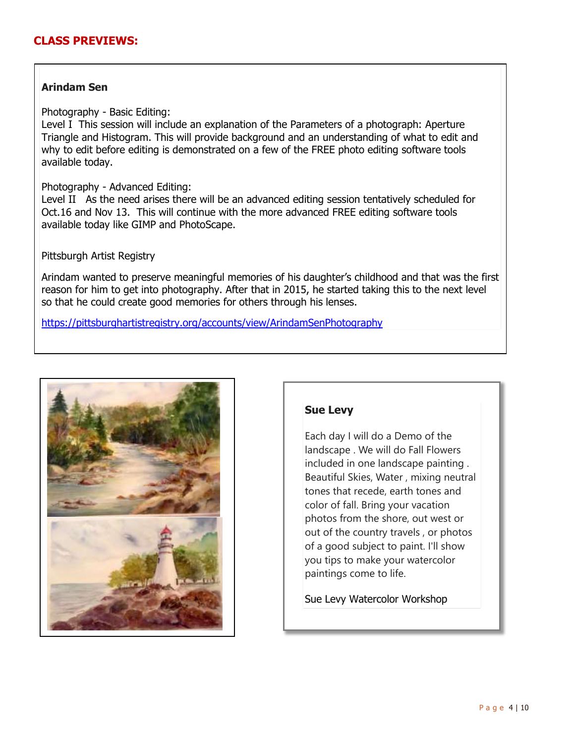## CLASS PREVIEWS:

**Arindam Sen**

Photography - Basic Editing:
Level I  This session will include an explanation of the Parameters of a photograph: Aperture Triangle and Histogram. This will provide background and an understanding of what to edit and why to edit before editing is demonstrated on a few of the FREE photo editing software tools available today.

Photography - Advanced Editing:
Level II   As the need arises there will be an advanced editing session tentatively scheduled for Oct.16 and Nov 13.  This will continue with the more advanced FREE editing software tools available today like GIMP and PhotoScape.

Pittsburgh Artist Registry

Arindam wanted to preserve meaningful memories of his daughter's childhood and that was the first reason for him to get into photography. After that in 2015, he started taking this to the next level so that he could create good memories for others through his lenses.

https://pittsburghartistregistry.org/accounts/view/ArindamSenPhotography

**Sue Levy**

Each day I will do a Demo of the landscape . We will do Fall Flowers included in one landscape painting . Beautiful Skies, Water , mixing neutral tones that recede, earth tones and color of fall. Bring your vacation photos from the shore, out west or out of the country travels , or photos of a good subject to paint. I'll show you tips to make your watercolor paintings come to life.

Sue Levy Watercolor Workshop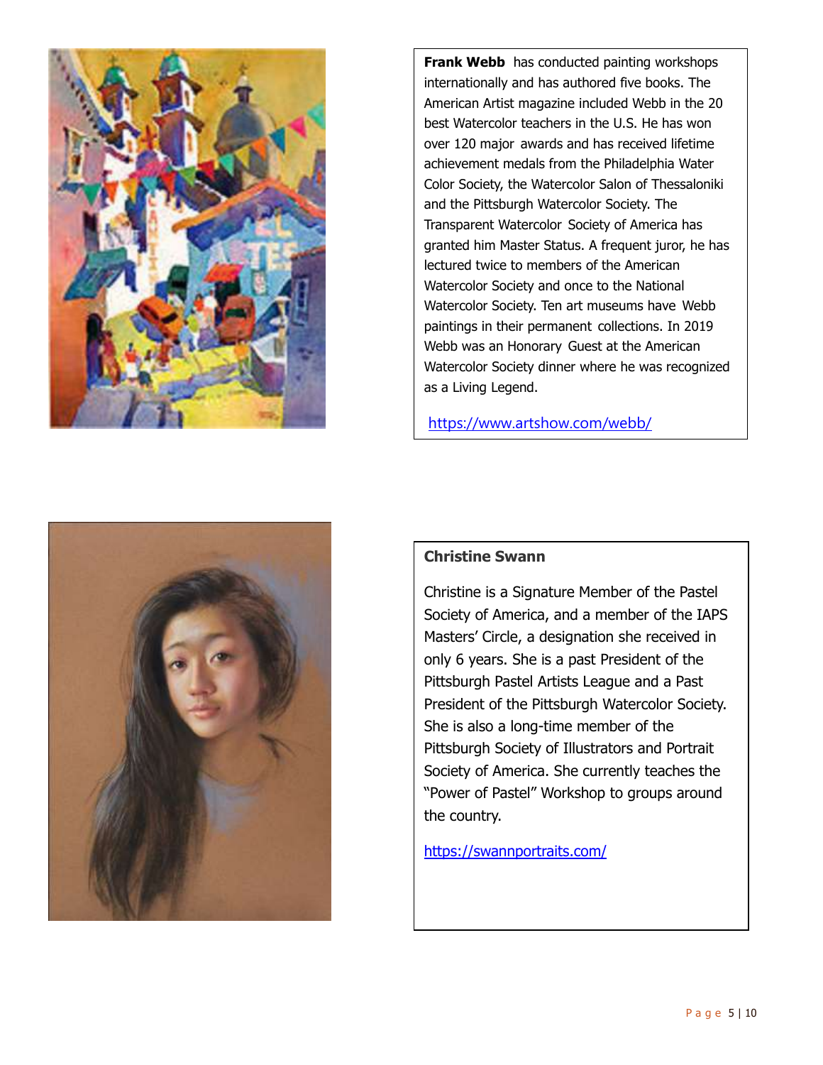**Frank Webb** has conducted painting workshops internationally and has authored five books. The American Artist magazine included Webb in the 20 best Watercolor teachers in the U.S. He has won over 120 major awards and has received lifetime achievement medals from the Philadelphia Water Color Society, the Watercolor Salon of Thessaloniki and the Pittsburgh Watercolor Society. The Transparent Watercolor Society of America has granted him Master Status. A frequent juror, he has lectured twice to members of the American Watercolor Society and once to the National Watercolor Society. Ten art museums have Webb paintings in their permanent collections. In 2019 Webb was an Honorary Guest at the American Watercolor Society dinner where he was recognized as a Living Legend.

https://www.artshow.com/webb/

**Christine Swann**

Christine is a Signature Member of the Pastel Society of America, and a member of the IAPS Masters' Circle, a designation she received in only 6 years. She is a past President of the Pittsburgh Pastel Artists League and a Past President of the Pittsburgh Watercolor Society. She is also a long-time member of the Pittsburgh Society of Illustrators and Portrait Society of America. She currently teaches the "Power of Pastel" Workshop to groups around the country.

https://swannportraits.com/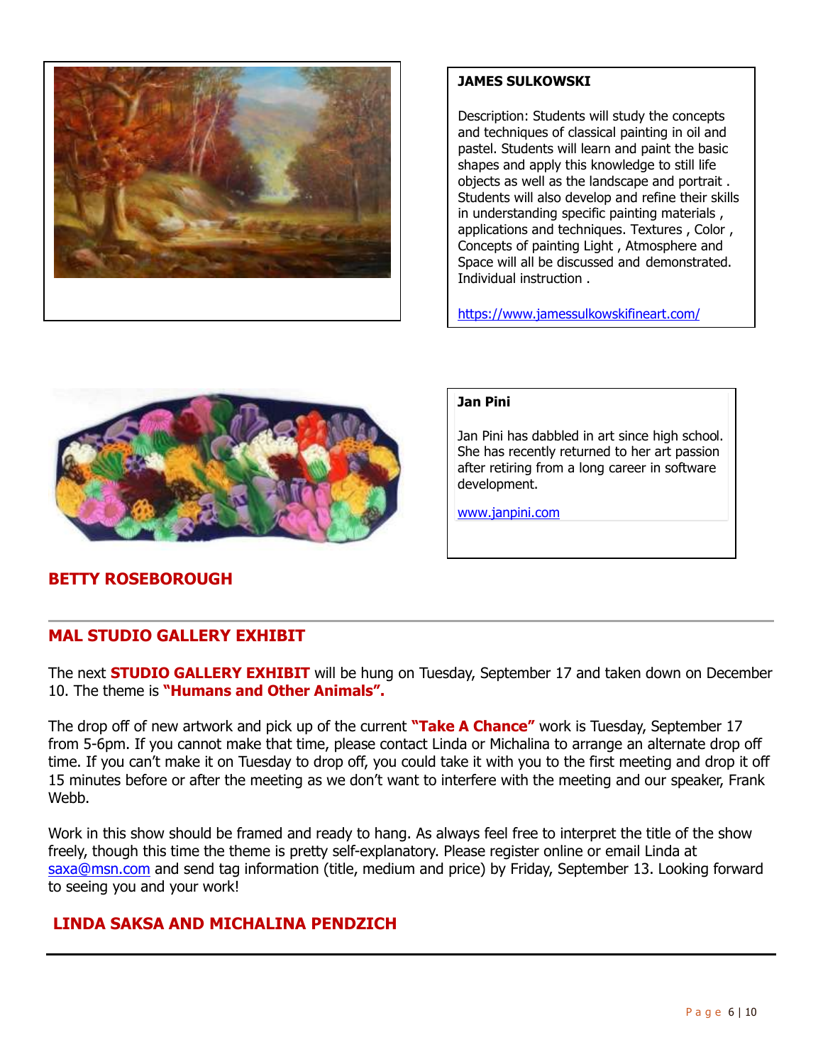**JAMES SULKOWSKI**

Description: Students will study the concepts and techniques of classical painting in oil and pastel. Students will learn and paint the basic shapes and apply this knowledge to still life objects as well as the landscape and portrait . Students will also develop and refine their skills in understanding specific painting materials , applications and techniques. Textures , Color , Concepts of painting Light , Atmosphere and Space will all be discussed and demonstrated. Individual instruction .

https://www.jamessulkowskifineart.com/

**Jan Pini**

Jan Pini has dabbled in art since high school. She has recently returned to her art passion after retiring from a long career in software development.

www.janpini.com

## BETTY ROSEBOROUGH

---

## MAL STUDIO GALLERY EXHIBIT

The next **STUDIO GALLERY EXHIBIT** will be hung on Tuesday, September 17 and taken down on December 10. The theme is **"Humans and Other Animals".**

The drop off of new artwork and pick up of the current **"Take A Chance"** work is Tuesday, September 17 from 5-6pm. If you cannot make that time, please contact Linda or Michalina to arrange an alternate drop off time. If you can't make it on Tuesday to drop off, you could take it with you to the first meeting and drop it off 15 minutes before or after the meeting as we don't want to interfere with the meeting and our speaker, Frank Webb.

Work in this show should be framed and ready to hang. As always feel free to interpret the title of the show freely, though this time the theme is pretty self-explanatory. Please register online or email Linda at saxa@msn.com and send tag information (title, medium and price) by Friday, September 13. Looking forward to seeing you and your work!

## LINDA SAKSA AND MICHALINA PENDZICH

---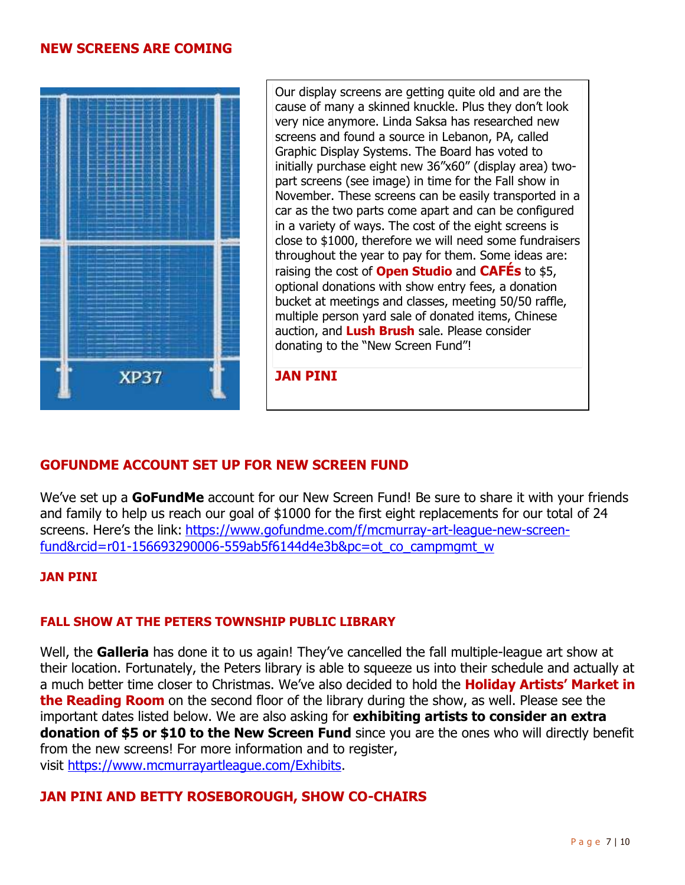## NEW SCREENS ARE COMING

Our display screens are getting quite old and are the cause of many a skinned knuckle. Plus they don't look very nice anymore. Linda Saksa has researched new screens and found a source in Lebanon, PA, called Graphic Display Systems. The Board has voted to initially purchase eight new 36"x60" (display area) two-part screens (see image) in time for the Fall show in November. These screens can be easily transported in a car as the two parts come apart and can be configured in a variety of ways. The cost of the eight screens is close to $1000, therefore we will need some fundraisers throughout the year to pay for them. Some ideas are: raising the cost of **Open Studio** and **CAFÉs** to $5, optional donations with show entry fees, a donation bucket at meetings and classes, meeting 50/50 raffle, multiple person yard sale of donated items, Chinese auction, and **Lush Brush** sale. Please consider donating to the "New Screen Fund"!

**JAN PINI**

## GOFUNDME ACCOUNT SET UP FOR NEW SCREEN FUND

We've set up a **GoFundMe** account for our New Screen Fund! Be sure to share it with your friends and family to help us reach our goal of $1000 for the first eight replacements for our total of 24 screens. Here's the link: https://www.gofundme.com/f/mcmurray-art-league-new-screen-fund&rcid=r01-156693290006-559ab5f6144d4e3b&pc=ot_co_campmgmt_w

**JAN PINI**

### FALL SHOW AT THE PETERS TOWNSHIP PUBLIC LIBRARY

Well, the **Galleria** has done it to us again! They've cancelled the fall multiple-league art show at their location. Fortunately, the Peters library is able to squeeze us into their schedule and actually at a much better time closer to Christmas. We've also decided to hold the **Holiday Artists' Market in the Reading Room** on the second floor of the library during the show, as well. Please see the important dates listed below. We are also asking for **exhibiting artists to consider an extra donation of $5 or $10 to the New Screen Fund** since you are the ones who will directly benefit from the new screens! For more information and to register, visit https://www.mcmurrayartleague.com/Exhibits.

**JAN PINI AND BETTY ROSEBOROUGH, SHOW CO-CHAIRS**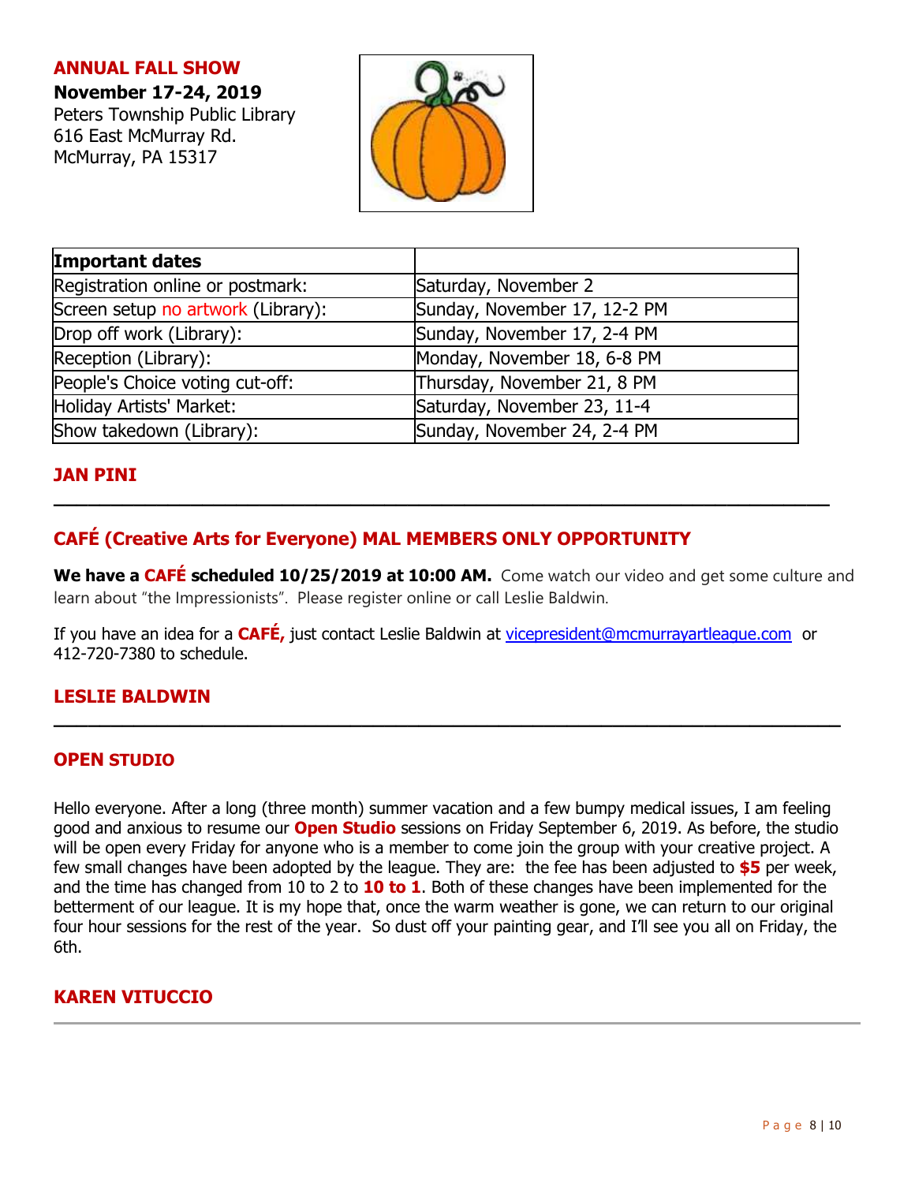## ANNUAL FALL SHOW

**November 17-24, 2019**
Peters Township Public Library
616 East McMurray Rd.
McMurray, PA 15317

| **Important dates** | |
|---|---|
| Registration online or postmark: | Saturday, November 2 |
| Screen setup no artwork (Library): | Sunday, November 17, 12-2 PM |
| Drop off work (Library): | Sunday, November 17, 2-4 PM |
| Reception (Library): | Monday, November 18, 6-8 PM |
| People's Choice voting cut-off: | Thursday, November 21, 8 PM |
| Holiday Artists' Market: | Saturday, November 23, 11-4 |
| Show takedown (Library): | Sunday, November 24, 2-4 PM |

**JAN PINI**

---

## CAFÉ (Creative Arts for Everyone) MAL MEMBERS ONLY OPPORTUNITY

**We have a CAFÉ scheduled 10/25/2019 at 10:00 AM.** Come watch our video and get some culture and learn about "the Impressionists". Please register online or call Leslie Baldwin.

If you have an idea for a **CAFÉ,** just contact Leslie Baldwin at vicepresident@mcmurrayartleague.com or 412-720-7380 to schedule.

**LESLIE BALDWIN**

---

## OPEN STUDIO

Hello everyone. After a long (three month) summer vacation and a few bumpy medical issues, I am feeling good and anxious to resume our **Open Studio** sessions on Friday September 6, 2019. As before, the studio will be open every Friday for anyone who is a member to come join the group with your creative project. A few small changes have been adopted by the league. They are: the fee has been adjusted to **$5** per week, and the time has changed from 10 to 2 to **10 to 1**. Both of these changes have been implemented for the betterment of our league. It is my hope that, once the warm weather is gone, we can return to our original four hour sessions for the rest of the year. So dust off your painting gear, and I'll see you all on Friday, the 6th.

**KAREN VITUCCIO**

---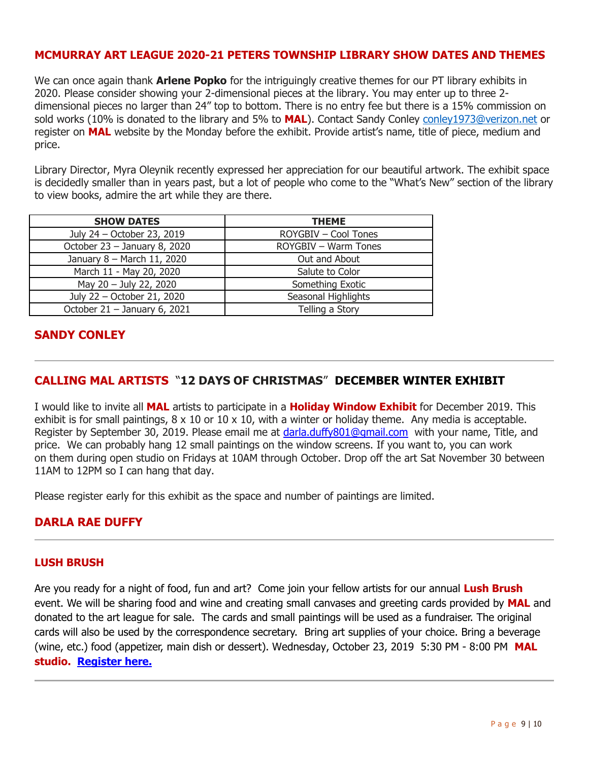## MCMURRAY ART LEAGUE 2020-21 PETERS TOWNSHIP LIBRARY SHOW DATES AND THEMES

We can once again thank **Arlene Popko** for the intriguingly creative themes for our PT library exhibits in 2020. Please consider showing your 2-dimensional pieces at the library. You may enter up to three 2-dimensional pieces no larger than 24" top to bottom. There is no entry fee but there is a 15% commission on sold works (10% is donated to the library and 5% to **MAL**). Contact Sandy Conley conley1973@verizon.net or register on **MAL** website by the Monday before the exhibit. Provide artist's name, title of piece, medium and price.

Library Director, Myra Oleynik recently expressed her appreciation for our beautiful artwork. The exhibit space is decidedly smaller than in years past, but a lot of people who come to the "What's New" section of the library to view books, admire the art while they are there.

| SHOW DATES | THEME |
|---|---|
| July 24 – October 23, 2019 | ROYGBIV – Cool Tones |
| October 23 – January 8, 2020 | ROYGBIV – Warm Tones |
| January 8 – March 11, 2020 | Out and About |
| March 11 - May 20, 2020 | Salute to Color |
| May 20 – July 22, 2020 | Something Exotic |
| July 22 – October 21, 2020 | Seasonal Highlights |
| October 21 – January 6, 2021 | Telling a Story |

## SANDY CONLEY

---

## CALLING MAL ARTISTS "12 DAYS OF CHRISTMAS" DECEMBER WINTER EXHIBIT

I would like to invite all **MAL** artists to participate in a **Holiday Window Exhibit** for December 2019. This exhibit is for small paintings, 8 x 10 or 10 x 10, with a winter or holiday theme. Any media is acceptable. Register by September 30, 2019. Please email me at darla.duffy801@gmail.com with your name, Title, and price. We can probably hang 12 small paintings on the window screens. If you want to, you can work on them during open studio on Fridays at 10AM through October. Drop off the art Sat November 30 between 11AM to 12PM so I can hang that day.

Please register early for this exhibit as the space and number of paintings are limited.

## DARLA RAE DUFFY

---

### LUSH BRUSH

Are you ready for a night of food, fun and art? Come join your fellow artists for our annual **Lush Brush** event. We will be sharing food and wine and creating small canvases and greeting cards provided by **MAL** and donated to the art league for sale. The cards and small paintings will be used as a fundraiser. The original cards will also be used by the correspondence secretary. Bring art supplies of your choice. Bring a beverage (wine, etc.) food (appetizer, main dish or dessert). Wednesday, October 23, 2019 5:30 PM - 8:00 PM **MAL studio.** **Register here.**

---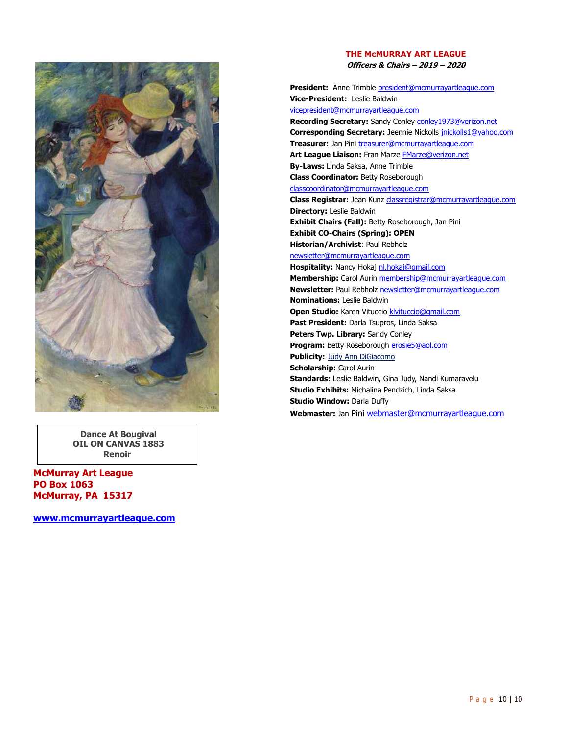Dance At Bougival
OIL ON CANVAS 1883
Renoir

**McMurray Art League**
**PO Box 1063**
**McMurray, PA 15317**

**www.mcmurrayartleague.com**

## THE McMURRAY ART LEAGUE

***Officers & Chairs – 2019 – 2020***

**President:** Anne Trimble president@mcmurrayartleague.com
**Vice-President:** Leslie Baldwin vicepresident@mcmurrayartleague.com
**Recording Secretary:** Sandy Conley conley1973@verizon.net
**Corresponding Secretary:** Jeennie Nickolls jnickolls1@yahoo.com
**Treasurer:** Jan Pini treasurer@mcmurrayartleague.com
**Art League Liaison:** Fran Marze FMarze@verizon.net
**By-Laws:** Linda Saksa, Anne Trimble
**Class Coordinator:** Betty Roseborough classcoordinator@mcmurrayartleague.com
**Class Registrar:** Jean Kunz classregistrar@mcmurrayartleague.com
**Directory:** Leslie Baldwin
**Exhibit Chairs (Fall):** Betty Roseborough, Jan Pini
**Exhibit CO-Chairs (Spring): OPEN**
**Historian/Archivist**: Paul Rebholz newsletter@mcmurrayartleague.com
**Hospitality:** Nancy Hokaj nl.hokaj@gmail.com
**Membership:** Carol Aurin membership@mcmurrayartleague.com
**Newsletter:** Paul Rebholz newsletter@mcmurrayartleague.com
**Nominations:** Leslie Baldwin
**Open Studio:** Karen Vituccio klvituccio@gmail.com
**Past President:** Darla Tsupros, Linda Saksa
**Peters Twp. Library:** Sandy Conley
**Program:** Betty Roseborough erosie5@aol.com
**Publicity:** Judy Ann DiGiacomo
**Scholarship:** Carol Aurin
**Standards:** Leslie Baldwin, Gina Judy, Nandi Kumaravelu
**Studio Exhibits:** Michalina Pendzich, Linda Saksa
**Studio Window:** Darla Duffy
**Webmaster:** Jan Pini webmaster@mcmurrayartleague.com